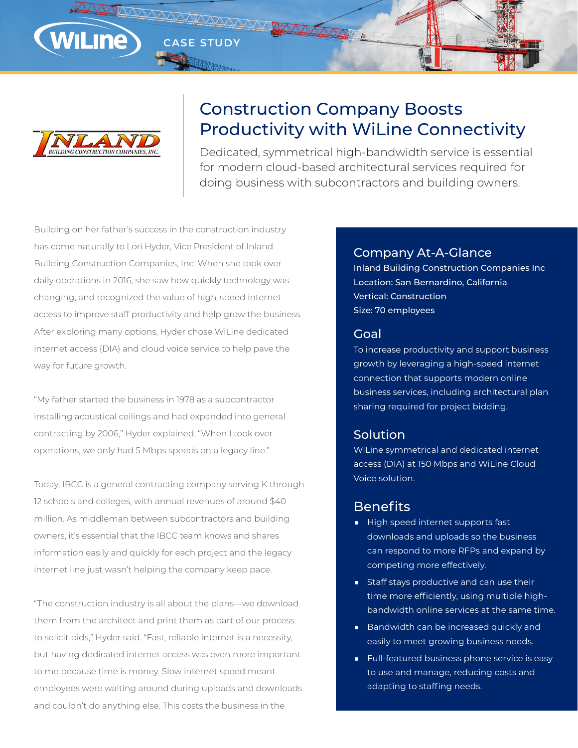WiLine CASE STUDY

INLAND BUILDING CONSTRUCTION COMPANIES, INC.

# Construction Company Boosts Productivity with WiLine Connectivity

Dedicated, symmetrical high-bandwidth service is essential for modern cloud-based architectural services required for doing business with subcontractors and building owners.

Building on her father's success in the construction industry has come naturally to Lori Hyder, Vice President of Inland Building Construction Companies, Inc. When she took over daily operations in 2016, she saw how quickly technology was changing, and recognized the value of high-speed internet access to improve staff productivity and help grow the business. After exploring many options, Hyder chose WiLine dedicated internet access (DIA) and cloud voice service to help pave the way for future growth.

"My father started the business in 1978 as a subcontractor installing acoustical ceilings and had expanded into general contracting by 2006," Hyder explained. "When I took over operations, we only had 5 Mbps speeds on a legacy line."

Today, IBCC is a general contracting company serving K through 12 schools and colleges, with annual revenues of around $40 million. As middleman between subcontractors and building owners, it's essential that the IBCC team knows and shares information easily and quickly for each project and the legacy internet line just wasn't helping the company keep pace.

"The construction industry is all about the plans—we download them from the architect and print them as part of our process to solicit bids," Hyder said. "Fast, reliable internet is a necessity, but having dedicated internet access was even more important to me because time is money. Slow internet speed meant employees were waiting around during uploads and downloads and couldn't do anything else. This costs the business in the

## Company At-A-Glance

**Inland Building Construction Companies Inc**
**Location: San Bernardino, California**
**Vertical: Construction**
**Size: 70 employees**

## Goal

To increase productivity and support business growth by leveraging a high-speed internet connection that supports modern online business services, including architectural plan sharing required for project bidding.

## Solution

WiLine symmetrical and dedicated internet access (DIA) at 150 Mbps and WiLine Cloud Voice solution.

## Benefits

- High speed internet supports fast downloads and uploads so the business can respond to more RFPs and expand by competing more effectively.
- Staff stays productive and can use their time more efficiently, using multiple high-bandwidth online services at the same time.
- Bandwidth can be increased quickly and easily to meet growing business needs.
- Full-featured business phone service is easy to use and manage, reducing costs and adapting to staffing needs.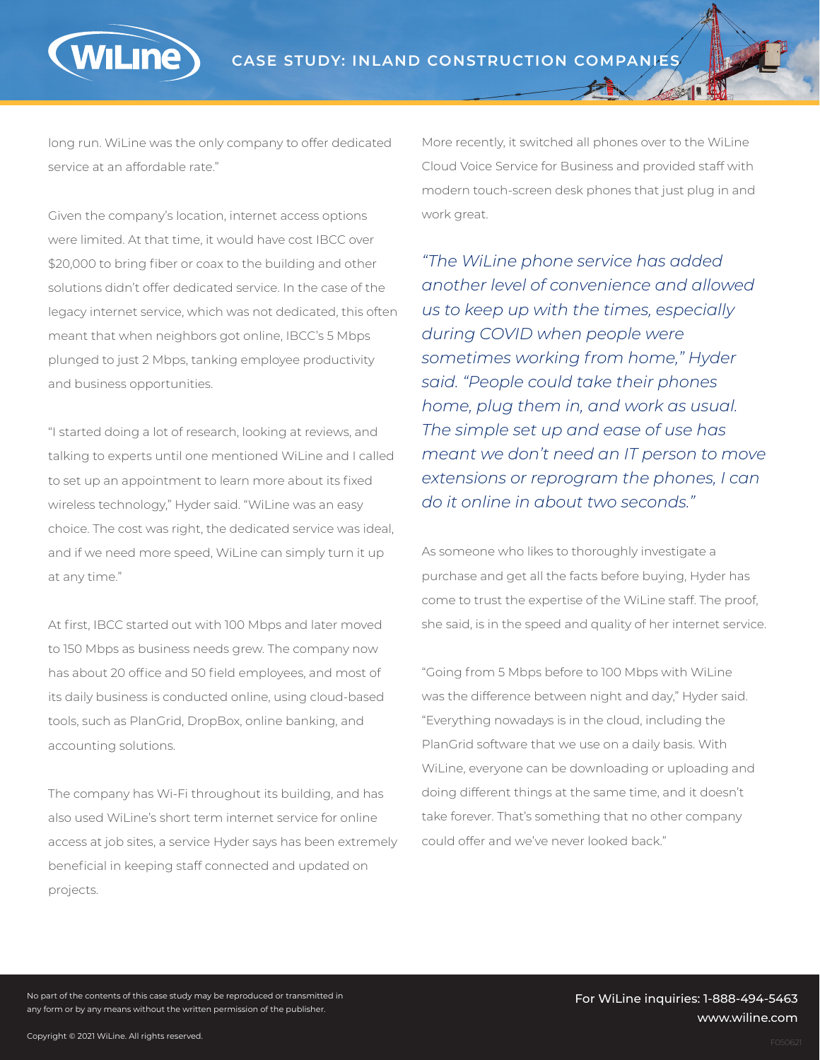long run. WiLine was the only company to offer dedicated service at an affordable rate."

Given the company's location, internet access options were limited. At that time, it would have cost IBCC over $20,000 to bring fiber or coax to the building and other solutions didn't offer dedicated service. In the case of the legacy internet service, which was not dedicated, this often meant that when neighbors got online, IBCC's 5 Mbps plunged to just 2 Mbps, tanking employee productivity and business opportunities.

"I started doing a lot of research, looking at reviews, and talking to experts until one mentioned WiLine and I called to set up an appointment to learn more about its fixed wireless technology," Hyder said. "WiLine was an easy choice. The cost was right, the dedicated service was ideal, and if we need more speed, WiLine can simply turn it up at any time."

At first, IBCC started out with 100 Mbps and later moved to 150 Mbps as business needs grew. The company now has about 20 office and 50 field employees, and most of its daily business is conducted online, using cloud-based tools, such as PlanGrid, DropBox, online banking, and accounting solutions.

The company has Wi-Fi throughout its building, and has also used WiLine's short term internet service for online access at job sites, a service Hyder says has been extremely beneficial in keeping staff connected and updated on projects.

More recently, it switched all phones over to the WiLine Cloud Voice Service for Business and provided staff with modern touch-screen desk phones that just plug in and work great.

*"The WiLine phone service has added another level of convenience and allowed us to keep up with the times, especially during COVID when people were sometimes working from home," Hyder said. "People could take their phones home, plug them in, and work as usual. The simple set up and ease of use has meant we don't need an IT person to move extensions or reprogram the phones, I can do it online in about two seconds."*

As someone who likes to thoroughly investigate a purchase and get all the facts before buying, Hyder has come to trust the expertise of the WiLine staff. The proof, she said, is in the speed and quality of her internet service.

"Going from 5 Mbps before to 100 Mbps with WiLine was the difference between night and day," Hyder said. "Everything nowadays is in the cloud, including the PlanGrid software that we use on a daily basis. With WiLine, everyone can be downloading or uploading and doing different things at the same time, and it doesn't take forever. That's something that no other company could offer and we've never looked back."

No part of the contents of this case study may be reproduced or transmitted in any form or by any means without the written permission of the publisher.

Copyright © 2021 WiLine. All rights reserved.

For WiLine inquiries: 1-888-494-5463
www.wiline.com

F050621